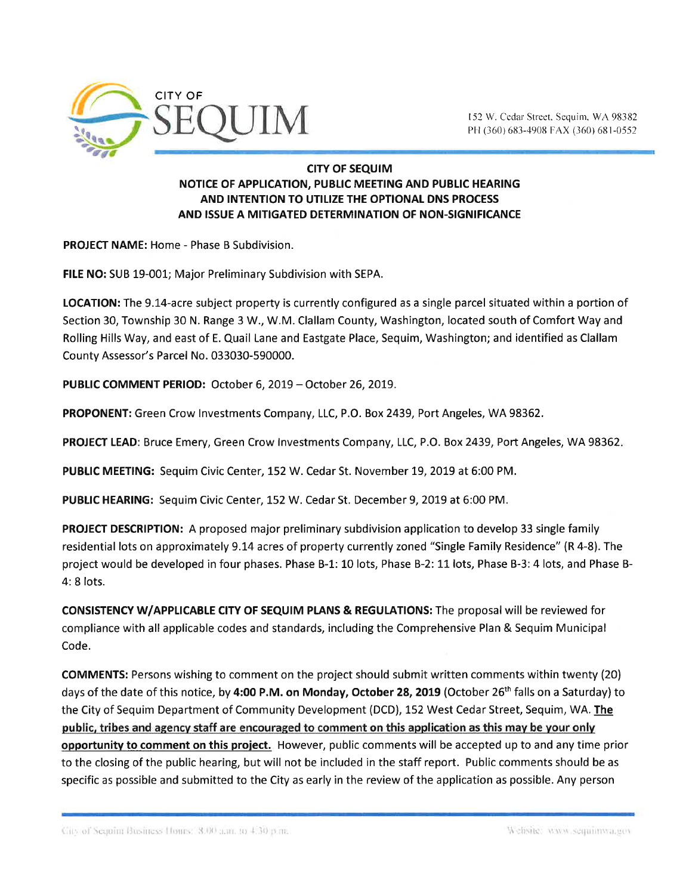CITY OF
SEQUIM

152 W. Cedar Street, Sequim, WA 98382
PH (360) 683-4908 FAX (360) 681-0552

# CITY OF SEQUIM
## NOTICE OF APPLICATION, PUBLIC MEETING AND PUBLIC HEARING AND INTENTION TO UTILIZE THE OPTIONAL DNS PROCESS AND ISSUE A MITIGATED DETERMINATION OF NON-SIGNIFICANCE

**PROJECT NAME:** Home - Phase B Subdivision.

**FILE NO:** SUB 19-001; Major Preliminary Subdivision with SEPA.

**LOCATION:** The 9.14-acre subject property is currently configured as a single parcel situated within a portion of Section 30, Township 30 N. Range 3 W., W.M. Clallam County, Washington, located south of Comfort Way and Rolling Hills Way, and east of E. Quail Lane and Eastgate Place, Sequim, Washington; and identified as Clallam County Assessor's Parcel No. 033030-590000.

**PUBLIC COMMENT PERIOD:** October 6, 2019 – October 26, 2019.

**PROPONENT:** Green Crow Investments Company, LLC, P.O. Box 2439, Port Angeles, WA 98362.

**PROJECT LEAD**: Bruce Emery, Green Crow Investments Company, LLC, P.O. Box 2439, Port Angeles, WA 98362.

**PUBLIC MEETING:** Sequim Civic Center, 152 W. Cedar St. November 19, 2019 at 6:00 PM.

**PUBLIC HEARING:** Sequim Civic Center, 152 W. Cedar St. December 9, 2019 at 6:00 PM.

**PROJECT DESCRIPTION:** A proposed major preliminary subdivision application to develop 33 single family residential lots on approximately 9.14 acres of property currently zoned "Single Family Residence" (R 4-8). The project would be developed in four phases. Phase B-1: 10 lots, Phase B-2: 11 lots, Phase B-3: 4 lots, and Phase B-4: 8 lots.

**CONSISTENCY W/APPLICABLE CITY OF SEQUIM PLANS & REGULATIONS:** The proposal will be reviewed for compliance with all applicable codes and standards, including the Comprehensive Plan & Sequim Municipal Code.

**COMMENTS:** Persons wishing to comment on the project should submit written comments within twenty (20) days of the date of this notice, by **4:00 P.M. on Monday, October 28, 2019** (October 26th falls on a Saturday) to the City of Sequim Department of Community Development (DCD), 152 West Cedar Street, Sequim, WA. **The public, tribes and agency staff are encouraged to comment on this application as this may be your only opportunity to comment on this project.** However, public comments will be accepted up to and any time prior to the closing of the public hearing, but will not be included in the staff report. Public comments should be as specific as possible and submitted to the City as early in the review of the application as possible. Any person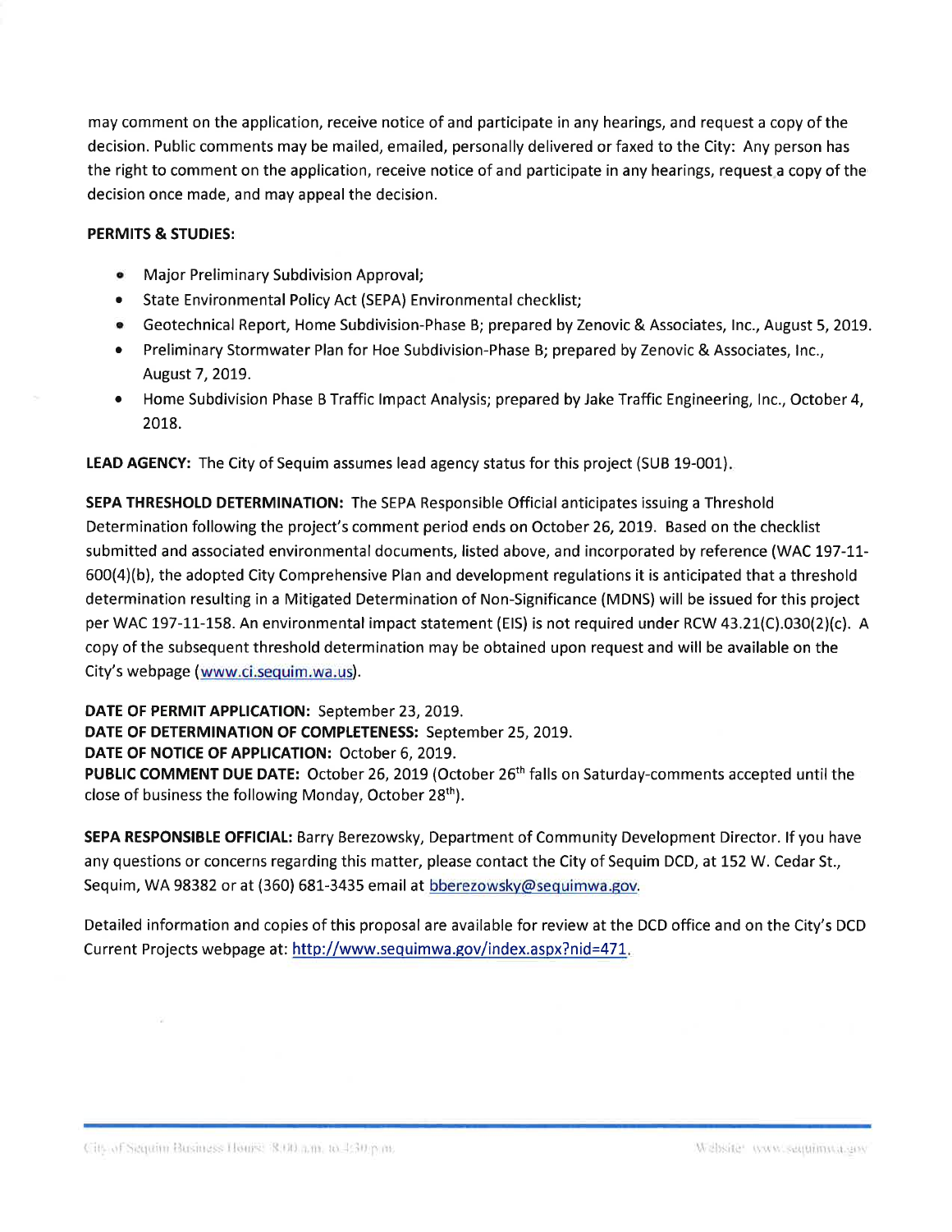may comment on the application, receive notice of and participate in any hearings, and request a copy of the decision. Public comments may be mailed, emailed, personally delivered or faxed to the City: Any person has the right to comment on the application, receive notice of and participate in any hearings, request a copy of the decision once made, and may appeal the decision.

**PERMITS & STUDIES:**

- Major Preliminary Subdivision Approval;
- State Environmental Policy Act (SEPA) Environmental checklist;
- Geotechnical Report, Home Subdivision-Phase B; prepared by Zenovic & Associates, Inc., August 5, 2019.
- Preliminary Stormwater Plan for Hoe Subdivision-Phase B; prepared by Zenovic & Associates, Inc., August 7, 2019.
- Home Subdivision Phase B Traffic Impact Analysis; prepared by Jake Traffic Engineering, Inc., October 4, 2018.

**LEAD AGENCY:** The City of Sequim assumes lead agency status for this project (SUB 19-001).

**SEPA THRESHOLD DETERMINATION:** The SEPA Responsible Official anticipates issuing a Threshold Determination following the project's comment period ends on October 26, 2019. Based on the checklist submitted and associated environmental documents, listed above, and incorporated by reference (WAC 197-11-600(4)(b), the adopted City Comprehensive Plan and development regulations it is anticipated that a threshold determination resulting in a Mitigated Determination of Non-Significance (MDNS) will be issued for this project per WAC 197-11-158. An environmental impact statement (EIS) is not required under RCW 43.21(C).030(2)(c). A copy of the subsequent threshold determination may be obtained upon request and will be available on the City's webpage (www.ci.sequim.wa.us).

**DATE OF PERMIT APPLICATION:** September 23, 2019.
**DATE OF DETERMINATION OF COMPLETENESS:** September 25, 2019.
**DATE OF NOTICE OF APPLICATION:** October 6, 2019.
**PUBLIC COMMENT DUE DATE:** October 26, 2019 (October 26th falls on Saturday-comments accepted until the close of business the following Monday, October 28th).

**SEPA RESPONSIBLE OFFICIAL:** Barry Berezowsky, Department of Community Development Director. If you have any questions or concerns regarding this matter, please contact the City of Sequim DCD, at 152 W. Cedar St., Sequim, WA 98382 or at (360) 681-3435 email at bberezowsky@sequimwa.gov.

Detailed information and copies of this proposal are available for review at the DCD office and on the City's DCD Current Projects webpage at: http://www.sequimwa.gov/index.aspx?nid=471.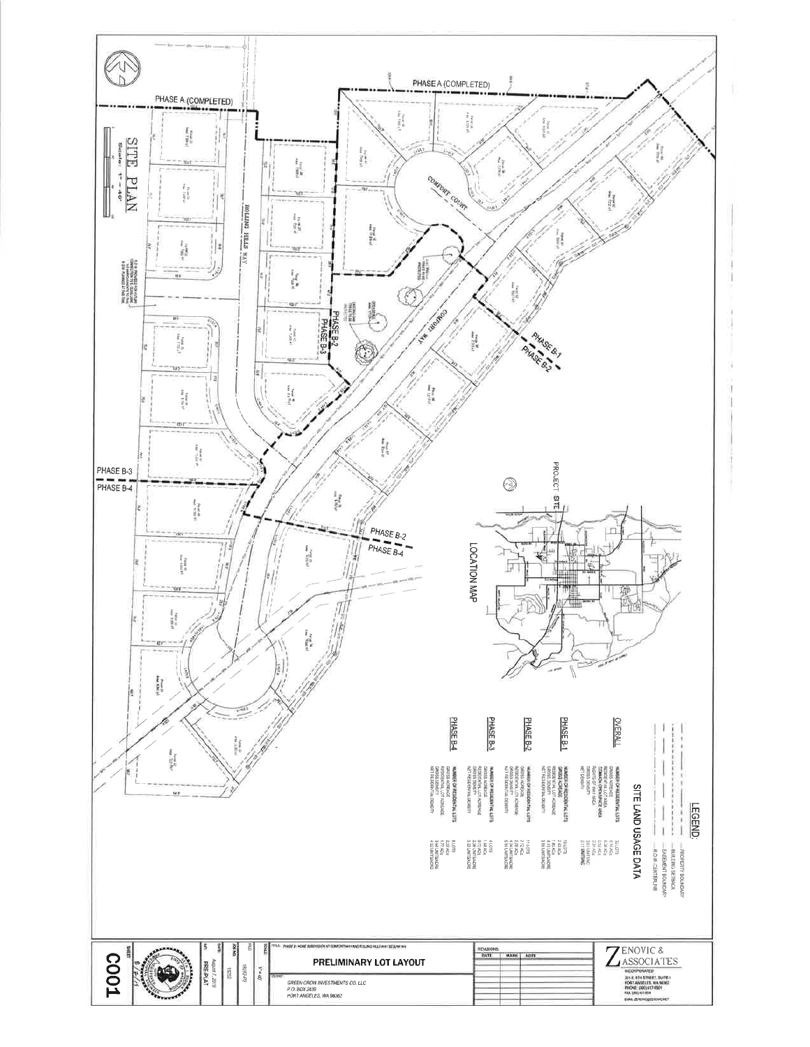# SITE PLAN

Scale: 1" = 40'

PHASE A (COMPLETED)

PHASE A (COMPLETED)

ROLLING HILLS WAY

COMFORT COURT

COMFORT WAY

PHASE B-1

PHASE B-2

PHASE B-3

PHASE B-4

PROJECT SITE

LOCATION MAP

## LEGEND:

- PROPERTY BOUNDARY
- BUILDING SETBACK
- EASEMENT BOUNDARY
- R.O.W. CENTERLINE

## SITE LAND USAGE DATA

**OVERALL**

NUMBER OF RESIDENTIAL LOTS
GROSS ACREAGE
RESIDENTIAL LOT AREA
COMMON OPEN SPACE AREA
RIGHTS-OF-WAY AREA
GROSS DENSITY
NET DENSITY

**PHASE B-1**

NUMBER OF RESIDENTIAL LOTS
GROSS ACREAGE
RESIDENTIAL LOT ACREAGE
GROSS DENSITY
NET RESIDENTIAL DENSITY

**PHASE B-2**

NUMBER OF RESIDENTIAL LOTS
GROSS ACREAGE
RESIDENTIAL LOT ACREAGE
GROSS DENSITY
NET RESIDENTIAL DENSITY

**PHASE B-3**

NUMBER OF RESIDENTIAL LOTS
GROSS ACREAGE
RESIDENTIAL LOT ACREAGE
GROSS DENSITY
NET RESIDENTIAL DENSITY

**PHASE B-4**

NUMBER OF RESIDENTIAL LOTS
GROSS ACREAGE
RESIDENTIAL LOT ACREAGE
GROSS DENSITY
NET RESIDENTIAL DENSITY

ZENOVIC & ASSOCIATES
INCORPORATED
301 E. 6TH STREET, SUITE 1
PORT ANGELES, WA 98362
PHONE: (360) 417-0501

**PRELIMINARY LOT LAYOUT**

CLIENT:
GREEN CROW INVESTMENTS CO. LLC
P.O. BOX 2439
PORT ANGELES, WA 98362

SCALE: 1" = 40'
JOB NO. 19252
DATE: August 7, 2019
SET: PRE-PLAT

SHEET **C001**